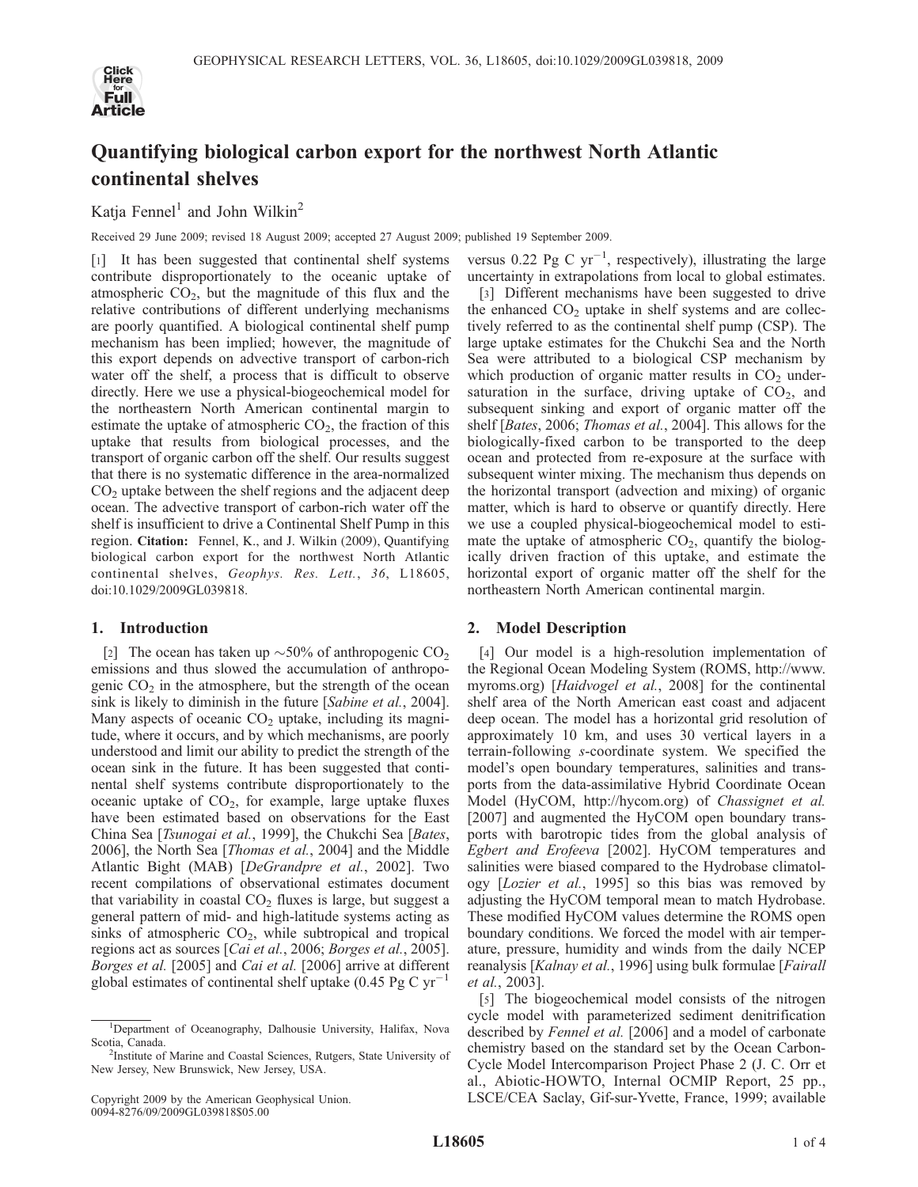# Quantifying biological carbon export for the northwest North Atlantic continental shelves

Katja Fennel[1] and John Wilkin[2]

Received 29 June 2009; revised 18 August 2009; accepted 27 August 2009; published 19 September 2009.

[1] It has been suggested that continental shelf systems contribute disproportionately to the oceanic uptake of atmospheric $CO_2$, but the magnitude of this flux and the relative contributions of different underlying mechanisms are poorly quantified. A biological continental shelf pump mechanism has been implied; however, the magnitude of this export depends on advective transport of carbon-rich water off the shelf, a process that is difficult to observe directly. Here we use a physical-biogeochemical model for the northeastern North American continental margin to estimate the uptake of atmospheric $CO_2$, the fraction of this uptake that results from biological processes, and the transport of organic carbon off the shelf. Our results suggest that there is no systematic difference in the area-normalized $CO_2$ uptake between the shelf regions and the adjacent deep ocean. The advective transport of carbon-rich water off the shelf is insufficient to drive a Continental Shelf Pump in this region. **Citation:** Fennel, K., and J. Wilkin (2009), Quantifying biological carbon export for the northwest North Atlantic continental shelves, *Geophys. Res. Lett.*, *36*, L18605, doi:10.1029/2009GL039818.

## 1. Introduction

[2] The ocean has taken up ~50% of anthropogenic $CO_2$ emissions and thus slowed the accumulation of anthropogenic $CO_2$ in the atmosphere, but the strength of the ocean sink is likely to diminish in the future [*Sabine et al.*, 2004]. Many aspects of oceanic $CO_2$ uptake, including its magnitude, where it occurs, and by which mechanisms, are poorly understood and limit our ability to predict the strength of the ocean sink in the future. It has been suggested that continental shelf systems contribute disproportionately to the oceanic uptake of $CO_2$, for example, large uptake fluxes have been estimated based on observations for the East China Sea [*Tsunogai et al.*, 1999], the Chukchi Sea [*Bates*, 2006], the North Sea [*Thomas et al.*, 2004] and the Middle Atlantic Bight (MAB) [*DeGrandpre et al.*, 2002]. Two recent compilations of observational estimates document that variability in coastal $CO_2$ fluxes is large, but suggest a general pattern of mid- and high-latitude systems acting as sinks of atmospheric $CO_2$, while subtropical and tropical regions act as sources [*Cai et al.*, 2006; *Borges et al.*, 2005]. *Borges et al.* [2005] and *Cai et al.* [2006] arrive at different global estimates of continental shelf uptake (0.45 Pg C $yr^{-1}$ versus 0.22 Pg C $yr^{-1}$, respectively), illustrating the large uncertainty in extrapolations from local to global estimates.

[3] Different mechanisms have been suggested to drive the enhanced $CO_2$ uptake in shelf systems and are collectively referred to as the continental shelf pump (CSP). The large uptake estimates for the Chukchi Sea and the North Sea were attributed to a biological CSP mechanism by which production of organic matter results in $CO_2$ undersaturation in the surface, driving uptake of $CO_2$, and subsequent sinking and export of organic matter off the shelf [*Bates*, 2006; *Thomas et al.*, 2004]. This allows for the biologically-fixed carbon to be transported to the deep ocean and protected from re-exposure at the surface with subsequent winter mixing. The mechanism thus depends on the horizontal transport (advection and mixing) of organic matter, which is hard to observe or quantify directly. Here we use a coupled physical-biogeochemical model to estimate the uptake of atmospheric $CO_2$, quantify the biologically driven fraction of this uptake, and estimate the horizontal export of organic matter off the shelf for the northeastern North American continental margin.

## 2. Model Description

[4] Our model is a high-resolution implementation of the Regional Ocean Modeling System (ROMS, http://www.myroms.org) [*Haidvogel et al.*, 2008] for the continental shelf area of the North American east coast and adjacent deep ocean. The model has a horizontal grid resolution of approximately 10 km, and uses 30 vertical layers in a terrain-following *s*-coordinate system. We specified the model's open boundary temperatures, salinities and transports from the data-assimilative Hybrid Coordinate Ocean Model (HyCOM, http://hycom.org) of *Chassignet et al.* [2007] and augmented the HyCOM open boundary transports with barotropic tides from the global analysis of *Egbert and Erofeeva* [2002]. HyCOM temperatures and salinities were biased compared to the Hydrobase climatology [*Lozier et al.*, 1995] so this bias was removed by adjusting the HyCOM temporal mean to match Hydrobase. These modified HyCOM values determine the ROMS open boundary conditions. We forced the model with air temperature, pressure, humidity and winds from the daily NCEP reanalysis [*Kalnay et al.*, 1996] using bulk formulae [*Fairall et al.*, 2003].

[5] The biogeochemical model consists of the nitrogen cycle model with parameterized sediment denitrification described by *Fennel et al.* [2006] and a model of carbonate chemistry based on the standard set by the Ocean Carbon-Cycle Model Intercomparison Project Phase 2 (J. C. Orr et al., Abiotic-HOWTO, Internal OCMIP Report, 25 pp., LSCE/CEA Saclay, Gif-sur-Yvette, France, 1999; available

[1]Department of Oceanography, Dalhousie University, Halifax, Nova Scotia, Canada.

[2]Institute of Marine and Coastal Sciences, Rutgers, State University of New Jersey, New Brunswick, New Jersey, USA.

Copyright 2009 by the American Geophysical Union.
0094-8276/09/2009GL039818$05.00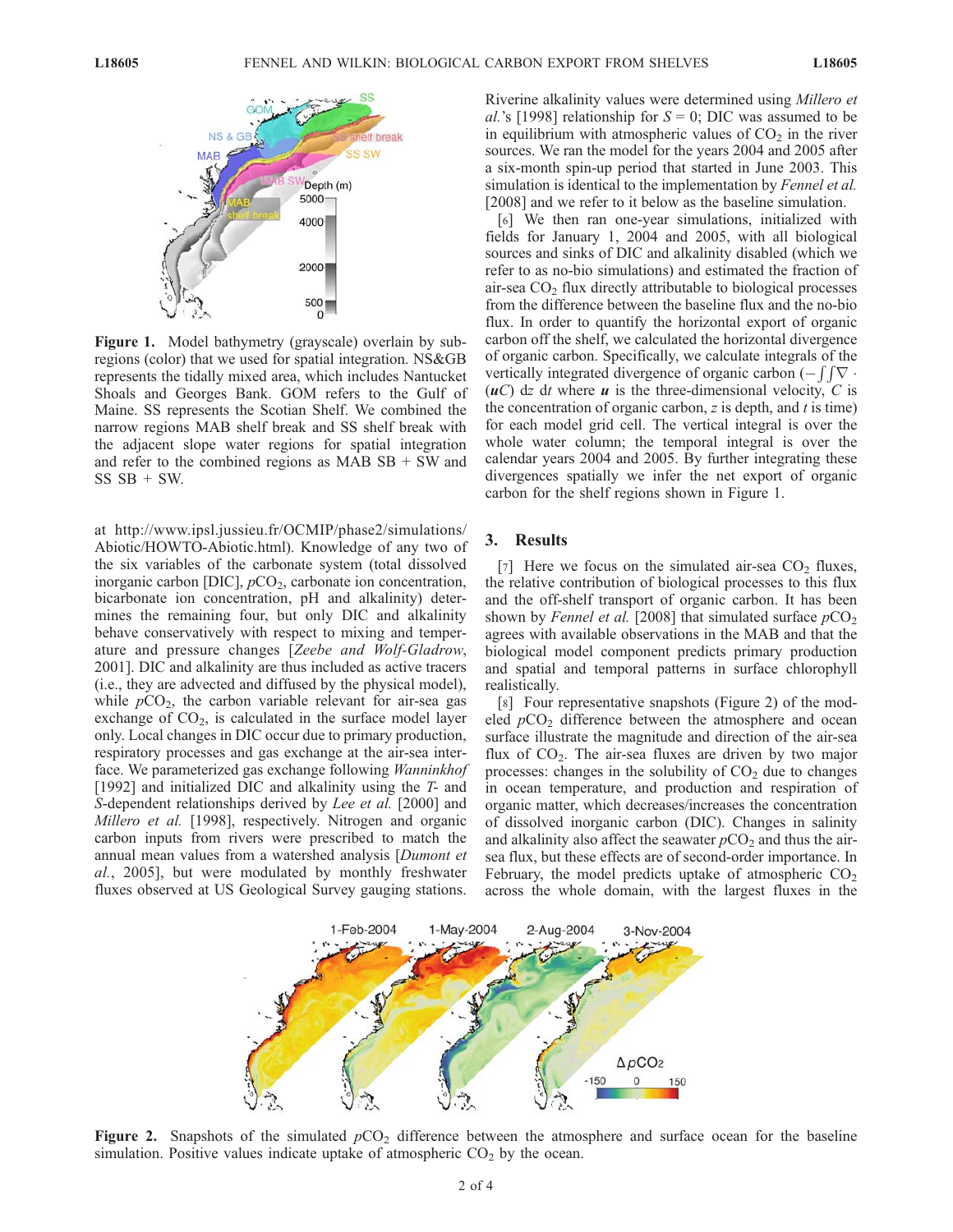Figure 1. Model bathymetry (grayscale) overlain by subregions (color) that we used for spatial integration. NS&GB represents the tidally mixed area, which includes Nantucket Shoals and Georges Bank. GOM refers to the Gulf of Maine. SS represents the Scotian Shelf. We combined the narrow regions MAB shelf break and SS shelf break with the adjacent slope water regions for spatial integration and refer to the combined regions as MAB SB + SW and SS SB + SW.

at http://www.ipsl.jussieu.fr/OCMIP/phase2/simulations/Abiotic/HOWTO-Abiotic.html). Knowledge of any two of the six variables of the carbonate system (total dissolved inorganic carbon [DIC], $pCO_2$, carbonate ion concentration, bicarbonate ion concentration, pH and alkalinity) determines the remaining four, but only DIC and alkalinity behave conservatively with respect to mixing and temperature and pressure changes [*Zeebe and Wolf-Gladrow*, 2001]. DIC and alkalinity are thus included as active tracers (i.e., they are advected and diffused by the physical model), while $pCO_2$, the carbon variable relevant for air-sea gas exchange of $CO_2$, is calculated in the surface model layer only. Local changes in DIC occur due to primary production, respiratory processes and gas exchange at the air-sea interface. We parameterized gas exchange following *Wanninkhof* [1992] and initialized DIC and alkalinity using the *T*- and *S*-dependent relationships derived by *Lee et al.* [2000] and *Millero et al.* [1998], respectively. Nitrogen and organic carbon inputs from rivers were prescribed to match the annual mean values from a watershed analysis [*Dumont et al.*, 2005], but were modulated by monthly freshwater fluxes observed at US Geological Survey gauging stations. Riverine alkalinity values were determined using *Millero et al.*'s [1998] relationship for $S = 0$; DIC was assumed to be in equilibrium with atmospheric values of $CO_2$ in the river sources. We ran the model for the years 2004 and 2005 after a six-month spin-up period that started in June 2003. This simulation is identical to the implementation by *Fennel et al.* [2008] and we refer to it below as the baseline simulation.

[6] We then ran one-year simulations, initialized with fields for January 1, 2004 and 2005, with all biological sources and sinks of DIC and alkalinity disabled (which we refer to as no-bio simulations) and estimated the fraction of air-sea $CO_2$ flux directly attributable to biological processes from the difference between the baseline flux and the no-bio flux. In order to quantify the horizontal export of organic carbon off the shelf, we calculated the horizontal divergence of organic carbon. Specifically, we calculate integrals of the vertically integrated divergence of organic carbon ($-\int\int \nabla \cdot (\boldsymbol{u}C)\, dz\, dt$ where $\boldsymbol{u}$ is the three-dimensional velocity, $C$ is the concentration of organic carbon, $z$ is depth, and $t$ is time) for each model grid cell. The vertical integral is over the whole water column; the temporal integral is over the calendar years 2004 and 2005. By further integrating these divergences spatially we infer the net export of organic carbon for the shelf regions shown in Figure 1.

## 3. Results

[7] Here we focus on the simulated air-sea $CO_2$ fluxes, the relative contribution of biological processes to this flux and the off-shelf transport of organic carbon. It has been shown by *Fennel et al.* [2008] that simulated surface $pCO_2$ agrees with available observations in the MAB and that the biological model component predicts primary production and spatial and temporal patterns in surface chlorophyll realistically.

[8] Four representative snapshots (Figure 2) of the modeled $pCO_2$ difference between the atmosphere and ocean surface illustrate the magnitude and direction of the air-sea flux of $CO_2$. The air-sea fluxes are driven by two major processes: changes in the solubility of $CO_2$ due to changes in ocean temperature, and production and respiration of organic matter, which decreases/increases the concentration of dissolved inorganic carbon (DIC). Changes in salinity and alkalinity also affect the seawater $pCO_2$ and thus the air-sea flux, but these effects are of second-order importance. In February, the model predicts uptake of atmospheric $CO_2$ across the whole domain, with the largest fluxes in the

Figure 2. Snapshots of the simulated $pCO_2$ difference between the atmosphere and surface ocean for the baseline simulation. Positive values indicate uptake of atmospheric $CO_2$ by the ocean.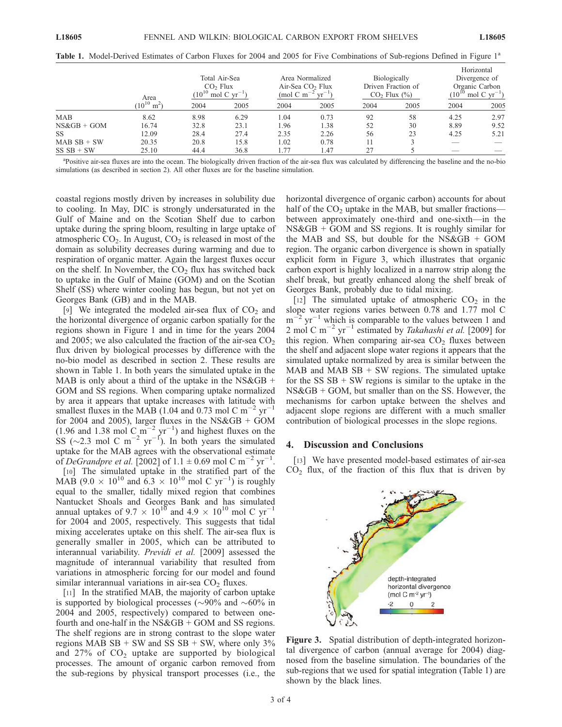**Table 1.** Model-Derived Estimates of Carbon Fluxes for 2004 and 2005 for Five Combinations of Sub-regions Defined in Figure 1[a]

| | Area ($10^{10}$ m$^2$) | Total Air-Sea $CO_2$ Flux ($10^{10}$ mol C yr$^{-1}$) | | Area Normalized Air-Sea $CO_2$ Flux (mol C m$^{-2}$ yr$^{-1}$) | | Biologically Driven Fraction of $CO_2$ Flux (%) | | Horizontal Divergence of Organic Carbon ($10^{10}$ mol C yr$^{-1}$) | |
|---|---|---|---|---|---|---|---|---|---|
| | | 2004 | 2005 | 2004 | 2005 | 2004 | 2005 | 2004 | 2005 |
| MAB | 8.62 | 8.98 | 6.29 | 1.04 | 0.73 | 92 | 58 | 4.25 | 2.97 |
| NS&GB + GOM | 16.74 | 32.8 | 23.1 | 1.96 | 1.38 | 52 | 30 | 8.89 | 9.52 |
| SS | 12.09 | 28.4 | 27.4 | 2.35 | 2.26 | 56 | 23 | 4.25 | 5.21 |
| MAB SB + SW | 20.35 | 20.8 | 15.8 | 1.02 | 0.78 | 11 | 3 | — | — |
| SS SB + SW | 25.10 | 44.4 | 36.8 | 1.77 | 1.47 | 27 | 5 | — | — |

[a]Positive air-sea fluxes are into the ocean. The biologically driven fraction of the air-sea flux was calculated by differencing the baseline and the no-bio simulations (as described in section 2). All other fluxes are for the baseline simulation.

coastal regions mostly driven by increases in solubility due to cooling. In May, DIC is strongly undersaturated in the Gulf of Maine and on the Scotian Shelf due to carbon uptake during the spring bloom, resulting in large uptake of atmospheric $CO_2$. In August, $CO_2$ is released in most of the domain as solubility decreases during warming and due to respiration of organic matter. Again the largest fluxes occur on the shelf. In November, the $CO_2$ flux has switched back to uptake in the Gulf of Maine (GOM) and on the Scotian Shelf (SS) where winter cooling has begun, but not yet on Georges Bank (GB) and in the MAB.

[9] We integrated the modeled air-sea flux of $CO_2$ and the horizontal divergence of organic carbon spatially for the regions shown in Figure 1 and in time for the years 2004 and 2005; we also calculated the fraction of the air-sea $CO_2$ flux driven by biological processes by difference with the no-bio model as described in section 2. These results are shown in Table 1. In both years the simulated uptake in the MAB is only about a third of the uptake in the NS&GB + GOM and SS regions. When comparing uptake normalized by area it appears that uptake increases with latitude with smallest fluxes in the MAB (1.04 and 0.73 mol C m$^{-2}$ yr$^{-1}$ for 2004 and 2005), larger fluxes in the NS&GB + GOM (1.96 and 1.38 mol C m$^{-2}$ yr$^{-1}$) and highest fluxes on the SS ($\sim$2.3 mol C m$^{-2}$ yr$^{-1}$). In both years the simulated uptake for the MAB agrees with the observational estimate of *DeGrandpre et al.* [2002] of 1.1 $\pm$ 0.69 mol C m$^{-2}$ yr$^{-1}$.

[10] The simulated uptake in the stratified part of the MAB ($9.0 \times 10^{10}$ and $6.3 \times 10^{10}$ mol C yr$^{-1}$) is roughly equal to the smaller, tidally mixed region that combines Nantucket Shoals and Georges Bank and has simulated annual uptakes of $9.7 \times 10^{10}$ and $4.9 \times 10^{10}$ mol C yr$^{-1}$ for 2004 and 2005, respectively. This suggests that tidal mixing accelerates uptake on this shelf. The air-sea flux is generally smaller in 2005, which can be attributed to interannual variability. *Previdi et al.* [2009] assessed the magnitude of interannual variability that resulted from variations in atmospheric forcing for our model and found similar interannual variations in air-sea $CO_2$ fluxes.

[11] In the stratified MAB, the majority of carbon uptake is supported by biological processes ($\sim$90% and $\sim$60% in 2004 and 2005, respectively) compared to between one-fourth and one-half in the NS&GB + GOM and SS regions. The shelf regions are in strong contrast to the slope water regions MAB SB + SW and SS SB + SW, where only 3% and 27% of $CO_2$ uptake are supported by biological processes. The amount of organic carbon removed from the sub-regions by physical transport processes (i.e., the horizontal divergence of organic carbon) accounts for about half of the $CO_2$ uptake in the MAB, but smaller fractions—between approximately one-third and one-sixth—in the NS&GB + GOM and SS regions. It is roughly similar for the MAB and SS, but double for the NS&GB + GOM region. The organic carbon divergence is shown in spatially explicit form in Figure 3, which illustrates that organic carbon export is highly localized in a narrow strip along the shelf break, but greatly enhanced along the shelf break of Georges Bank, probably due to tidal mixing.

[12] The simulated uptake of atmospheric $CO_2$ in the slope water regions varies between 0.78 and 1.77 mol C m$^{-2}$ yr$^{-1}$ which is comparable to the values between 1 and 2 mol C m$^{-2}$ yr$^{-1}$ estimated by *Takahashi et al.* [2009] for this region. When comparing air-sea $CO_2$ fluxes between the shelf and adjacent slope water regions it appears that the simulated uptake normalized by area is similar between the MAB and MAB SB + SW regions. The simulated uptake for the SS SB + SW regions is similar to the uptake in the NS&GB + GOM, but smaller than on the SS. However, the mechanisms for carbon uptake between the shelves and adjacent slope regions are different with a much smaller contribution of biological processes in the slope regions.

## 4. Discussion and Conclusions

[13] We have presented model-based estimates of air-sea $CO_2$ flux, of the fraction of this flux that is driven by

**Figure 3.** Spatial distribution of depth-integrated horizontal divergence of carbon (annual average for 2004) diagnosed from the baseline simulation. The boundaries of the sub-regions that we used for spatial integration (Table 1) are shown by the black lines.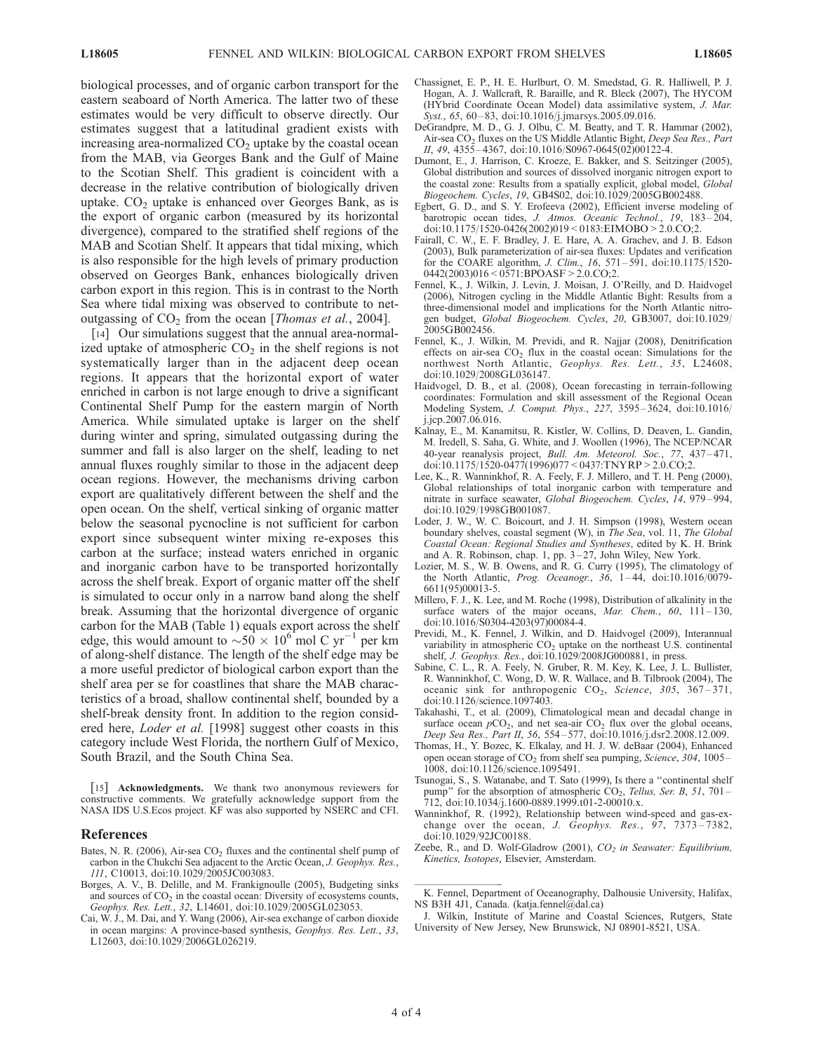biological processes, and of organic carbon transport for the eastern seaboard of North America. The latter two of these estimates would be very difficult to observe directly. Our estimates suggest that a latitudinal gradient exists with increasing area-normalized $CO_2$ uptake by the coastal ocean from the MAB, via Georges Bank and the Gulf of Maine to the Scotian Shelf. This gradient is coincident with a decrease in the relative contribution of biologically driven uptake. $CO_2$ uptake is enhanced over Georges Bank, as is the export of organic carbon (measured by its horizontal divergence), compared to the stratified shelf regions of the MAB and Scotian Shelf. It appears that tidal mixing, which is also responsible for the high levels of primary production observed on Georges Bank, enhances biologically driven carbon export in this region. This is in contrast to the North Sea where tidal mixing was observed to contribute to net-outgassing of $CO_2$ from the ocean [*Thomas et al.*, 2004].

[14] Our simulations suggest that the annual area-normalized uptake of atmospheric $CO_2$ in the shelf regions is not systematically larger than in the adjacent deep ocean regions. It appears that the horizontal export of water enriched in carbon is not large enough to drive a significant Continental Shelf Pump for the eastern margin of North America. While simulated uptake is larger on the shelf during winter and spring, simulated outgassing during the summer and fall is also larger on the shelf, leading to net annual fluxes roughly similar to those in the adjacent deep ocean regions. However, the mechanisms driving carbon export are qualitatively different between the shelf and the open ocean. On the shelf, vertical sinking of organic matter below the seasonal pycnocline is not sufficient for carbon export since subsequent winter mixing re-exposes this carbon at the surface; instead waters enriched in organic and inorganic carbon have to be transported horizontally across the shelf break. Export of organic matter off the shelf is simulated to occur only in a narrow band along the shelf break. Assuming that the horizontal divergence of organic carbon for the MAB (Table 1) equals export across the shelf edge, this would amount to $\sim 50 \times 10^6$ mol C $yr^{-1}$ per km of along-shelf distance. The length of the shelf edge may be a more useful predictor of biological carbon export than the shelf area per se for coastlines that share the MAB characteristics of a broad, shallow continental shelf, bounded by a shelf-break density front. In addition to the region considered here, *Loder et al.* [1998] suggest other coasts in this category include West Florida, the northern Gulf of Mexico, South Brazil, and the South China Sea.

[15] **Acknowledgments.** We thank two anonymous reviewers for constructive comments. We gratefully acknowledge support from the NASA IDS U.S.Ecos project. KF was also supported by NSERC and CFI.

## References

Bates, N. R. (2006), Air-sea $CO_2$ fluxes and the continental shelf pump of carbon in the Chukchi Sea adjacent to the Arctic Ocean, *J. Geophys. Res.*, *111*, C10013, doi:10.1029/2005JC003083.

Borges, A. V., B. Delille, and M. Frankignoulle (2005), Budgeting sinks and sources of $CO_2$ in the coastal ocean: Diversity of ecosystems counts, *Geophys. Res. Lett.*, *32*, L14601, doi:10.1029/2005GL023053.

Cai, W. J., M. Dai, and Y. Wang (2006), Air-sea exchange of carbon dioxide in ocean margins: A province-based synthesis, *Geophys. Res. Lett.*, *33*, L12603, doi:10.1029/2006GL026219.

Chassignet, E. P., H. E. Hurlburt, O. M. Smedstad, G. R. Halliwell, P. J. Hogan, A. J. Wallcraft, R. Baraille, and R. Bleck (2007), The HYCOM (HYbrid Coordinate Ocean Model) data assimilative system, *J. Mar. Syst.*, *65*, 60–83, doi:10.1016/j.jmarsys.2005.09.016.

DeGrandpre, M. D., G. J. Olbu, C. M. Beatty, and T. R. Hammar (2002), Air-sea $CO_2$ fluxes on the US Middle Atlantic Bight, *Deep Sea Res., Part II*, *49*, 4355–4367, doi:10.1016/S0967-0645(02)00122-4.

Dumont, E., J. Harrison, C. Kroeze, E. Bakker, and S. Seitzinger (2005), Global distribution and sources of dissolved inorganic nitrogen export to the coastal zone: Results from a spatially explicit, global model, *Global Biogeochem. Cycles*, *19*, GB4S02, doi:10.1029/2005GB002488.

Egbert, G. D., and S. Y. Erofeeva (2002), Efficient inverse modeling of barotropic ocean tides, *J. Atmos. Oceanic Technol.*, *19*, 183–204, doi:10.1175/1520-0426(2002)019<0183:EIMOBO>2.0.CO;2.

Fairall, C. W., E. F. Bradley, J. E. Hare, A. A. Grachev, and J. B. Edson (2003), Bulk parameterization of air-sea fluxes: Updates and verification for the COARE algorithm, *J. Clim.*, *16*, 571–591, doi:10.1175/1520-0442(2003)016<0571:BPOASF>2.0.CO;2.

Fennel, K., J. Wilkin, J. Levin, J. Moisan, J. O'Reilly, and D. Haidvogel (2006), Nitrogen cycling in the Middle Atlantic Bight: Results from a three-dimensional model and implications for the North Atlantic nitrogen budget, *Global Biogeochem. Cycles*, *20*, GB3007, doi:10.1029/2005GB002456.

Fennel, K., J. Wilkin, M. Previdi, and R. Najjar (2008), Denitrification effects on air-sea $CO_2$ flux in the coastal ocean: Simulations for the northwest North Atlantic, *Geophys. Res. Lett.*, *35*, L24608, doi:10.1029/2008GL036147.

Haidvogel, D. B., et al. (2008), Ocean forecasting in terrain-following coordinates: Formulation and skill assessment of the Regional Ocean Modeling System, *J. Comput. Phys.*, *227*, 3595–3624, doi:10.1016/j.jcp.2007.06.016.

Kalnay, E., M. Kanamitsu, R. Kistler, W. Collins, D. Deaven, L. Gandin, M. Iredell, S. Saha, G. White, and J. Woollen (1996), The NCEP/NCAR 40-year reanalysis project, *Bull. Am. Meteorol. Soc.*, *77*, 437–471, doi:10.1175/1520-0477(1996)077<0437:TNYRP>2.0.CO;2.

Lee, K., R. Wanninkhof, R. A. Feely, F. J. Millero, and T. H. Peng (2000), Global relationships of total inorganic carbon with temperature and nitrate in surface seawater, *Global Biogeochem. Cycles*, *14*, 979–994, doi:10.1029/1998GB001087.

Loder, J. W., W. C. Boicourt, and J. H. Simpson (1998), Western ocean boundary shelves, coastal segment (W), in *The Sea*, vol. 11, *The Global Coastal Ocean: Regional Studies and Syntheses*, edited by K. H. Brink and A. R. Robinson, chap. 1, pp. 3–27, John Wiley, New York.

Lozier, M. S., W. B. Owens, and R. G. Curry (1995), The climatology of the North Atlantic, *Prog. Oceanogr.*, *36*, 1–44, doi:10.1016/0079-6611(95)00013-5.

Millero, F. J., K. Lee, and M. Roche (1998), Distribution of alkalinity in the surface waters of the major oceans, *Mar. Chem.*, *60*, 111–130, doi:10.1016/S0304-4203(97)00084-4.

Previdi, M., K. Fennel, J. Wilkin, and D. Haidvogel (2009), Interannual variability in atmospheric $CO_2$ uptake on the northeast U.S. continental shelf, *J. Geophys. Res.*, doi:10.1029/2008JG000881, in press.

Sabine, C. L., R. A. Feely, N. Gruber, R. M. Key, K. Lee, J. L. Bullister, R. Wanninkhof, C. Wong, D. W. R. Wallace, and B. Tilbrook (2004), The oceanic sink for anthropogenic $CO_2$, *Science*, *305*, 367–371, doi:10.1126/science.1097403.

Takahashi, T., et al. (2009), Climatological mean and decadal change in surface ocean $pCO_2$, and net sea-air $CO_2$ flux over the global oceans, *Deep Sea Res., Part II*, *56*, 554–577, doi:10.1016/j.dsr2.2008.12.009.

Thomas, H., Y. Bozec, K. Elkalay, and H. J. W. deBaar (2004), Enhanced open ocean storage of $CO_2$ from shelf sea pumping, *Science*, *304*, 1005–1008, doi:10.1126/science.1095491.

Tsunogai, S., S. Watanabe, and T. Sato (1999), Is there a "continental shelf pump" for the absorption of atmospheric $CO_2$, *Tellus, Ser. B*, *51*, 701–712, doi:10.1034/j.1600-0889.1999.t01-2-00010.x.

Wanninkhof, R. (1992), Relationship between wind-speed and gas-exchange over the ocean, *J. Geophys. Res.*, *97*, 7373–7382, doi:10.1029/92JC00188.

Zeebe, R., and D. Wolf-Gladrow (2001), *$CO_2$ in Seawater: Equilibrium, Kinetics, Isotopes*, Elsevier, Amsterdam.

---

K. Fennel, Department of Oceanography, Dalhousie University, Halifax, NS B3H 4J1, Canada. (katja.fennel@dal.ca)

J. Wilkin, Institute of Marine and Coastal Sciences, Rutgers, State University of New Jersey, New Brunswick, NJ 08901-8521, USA.